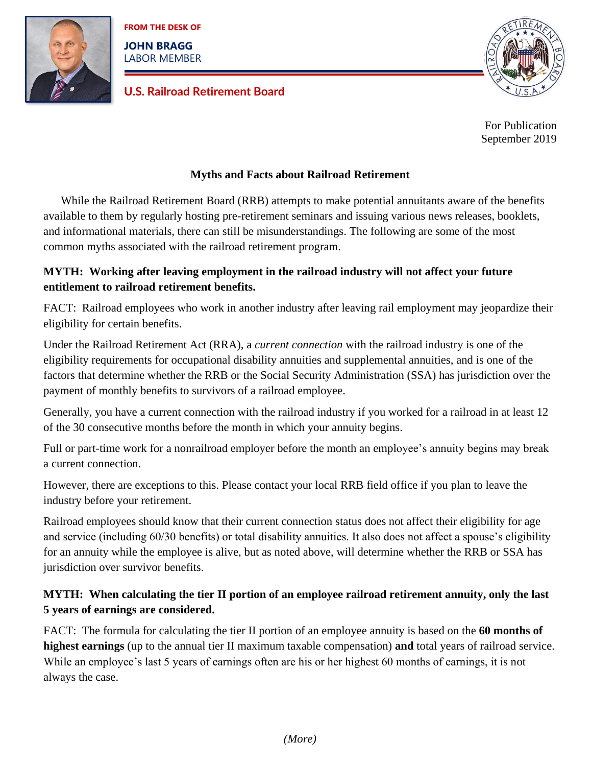FROM THE DESK OF

**JOHN BRAGG**
LABOR MEMBER

**U.S. Railroad Retirement Board**

For Publication
September 2019

# Myths and Facts about Railroad Retirement

While the Railroad Retirement Board (RRB) attempts to make potential annuitants aware of the benefits available to them by regularly hosting pre-retirement seminars and issuing various news releases, booklets, and informational materials, there can still be misunderstandings. The following are some of the most common myths associated with the railroad retirement program.

**MYTH: Working after leaving employment in the railroad industry will not affect your future entitlement to railroad retirement benefits.**

FACT: Railroad employees who work in another industry after leaving rail employment may jeopardize their eligibility for certain benefits.

Under the Railroad Retirement Act (RRA), a *current connection* with the railroad industry is one of the eligibility requirements for occupational disability annuities and supplemental annuities, and is one of the factors that determine whether the RRB or the Social Security Administration (SSA) has jurisdiction over the payment of monthly benefits to survivors of a railroad employee.

Generally, you have a current connection with the railroad industry if you worked for a railroad in at least 12 of the 30 consecutive months before the month in which your annuity begins.

Full or part-time work for a nonrailroad employer before the month an employee's annuity begins may break a current connection.

However, there are exceptions to this. Please contact your local RRB field office if you plan to leave the industry before your retirement.

Railroad employees should know that their current connection status does not affect their eligibility for age and service (including 60/30 benefits) or total disability annuities. It also does not affect a spouse's eligibility for an annuity while the employee is alive, but as noted above, will determine whether the RRB or SSA has jurisdiction over survivor benefits.

**MYTH: When calculating the tier II portion of an employee railroad retirement annuity, only the last 5 years of earnings are considered.**

FACT: The formula for calculating the tier II portion of an employee annuity is based on the **60 months of highest earnings** (up to the annual tier II maximum taxable compensation) **and** total years of railroad service. While an employee's last 5 years of earnings often are his or her highest 60 months of earnings, it is not always the case.

*(More)*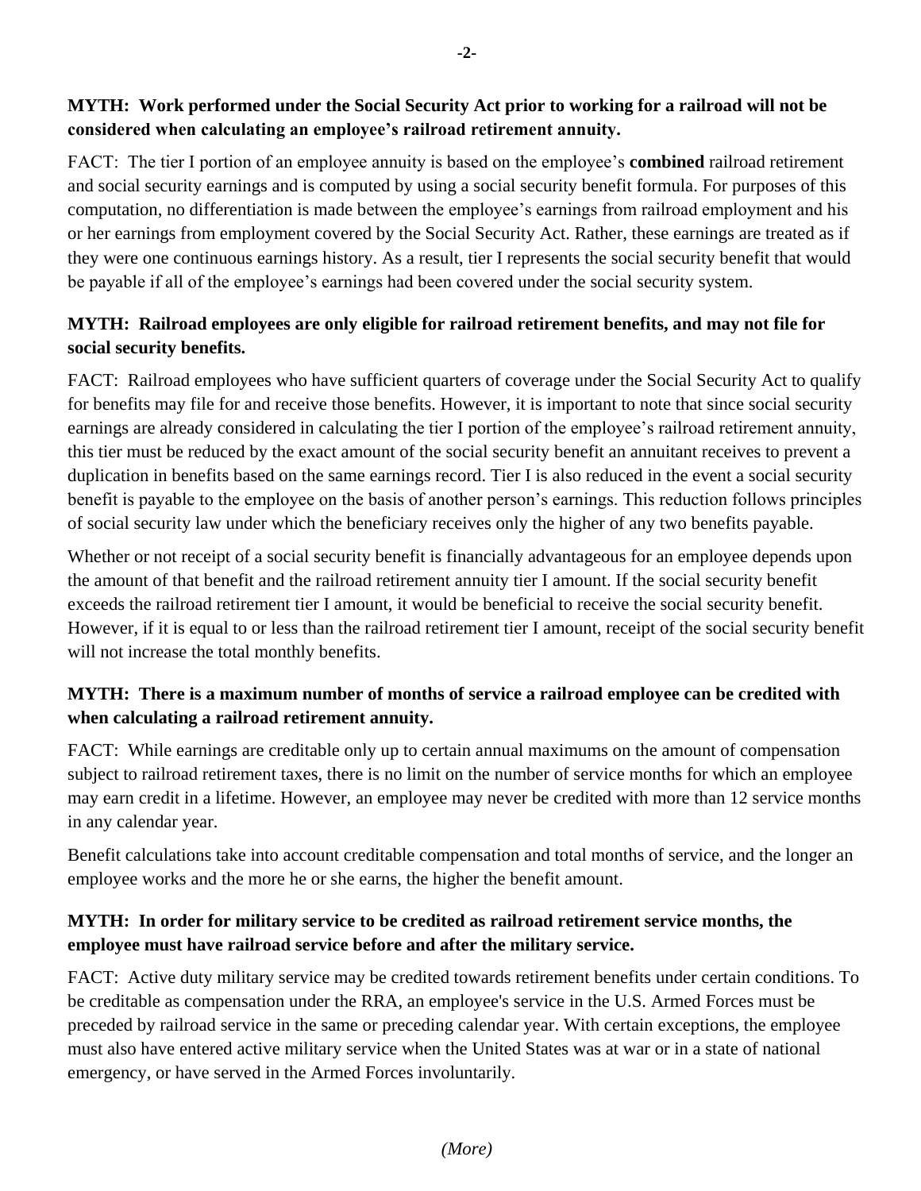**MYTH: Work performed under the Social Security Act prior to working for a railroad will not be considered when calculating an employee's railroad retirement annuity.**

FACT: The tier I portion of an employee annuity is based on the employee's **combined** railroad retirement and social security earnings and is computed by using a social security benefit formula. For purposes of this computation, no differentiation is made between the employee's earnings from railroad employment and his or her earnings from employment covered by the Social Security Act. Rather, these earnings are treated as if they were one continuous earnings history. As a result, tier I represents the social security benefit that would be payable if all of the employee's earnings had been covered under the social security system.

**MYTH: Railroad employees are only eligible for railroad retirement benefits, and may not file for social security benefits.**

FACT: Railroad employees who have sufficient quarters of coverage under the Social Security Act to qualify for benefits may file for and receive those benefits. However, it is important to note that since social security earnings are already considered in calculating the tier I portion of the employee's railroad retirement annuity, this tier must be reduced by the exact amount of the social security benefit an annuitant receives to prevent a duplication in benefits based on the same earnings record. Tier I is also reduced in the event a social security benefit is payable to the employee on the basis of another person's earnings. This reduction follows principles of social security law under which the beneficiary receives only the higher of any two benefits payable.

Whether or not receipt of a social security benefit is financially advantageous for an employee depends upon the amount of that benefit and the railroad retirement annuity tier I amount. If the social security benefit exceeds the railroad retirement tier I amount, it would be beneficial to receive the social security benefit. However, if it is equal to or less than the railroad retirement tier I amount, receipt of the social security benefit will not increase the total monthly benefits.

**MYTH: There is a maximum number of months of service a railroad employee can be credited with when calculating a railroad retirement annuity.**

FACT: While earnings are creditable only up to certain annual maximums on the amount of compensation subject to railroad retirement taxes, there is no limit on the number of service months for which an employee may earn credit in a lifetime. However, an employee may never be credited with more than 12 service months in any calendar year.

Benefit calculations take into account creditable compensation and total months of service, and the longer an employee works and the more he or she earns, the higher the benefit amount.

**MYTH: In order for military service to be credited as railroad retirement service months, the employee must have railroad service before and after the military service.**

FACT: Active duty military service may be credited towards retirement benefits under certain conditions. To be creditable as compensation under the RRA, an employee's service in the U.S. Armed Forces must be preceded by railroad service in the same or preceding calendar year. With certain exceptions, the employee must also have entered active military service when the United States was at war or in a state of national emergency, or have served in the Armed Forces involuntarily.

*(More)*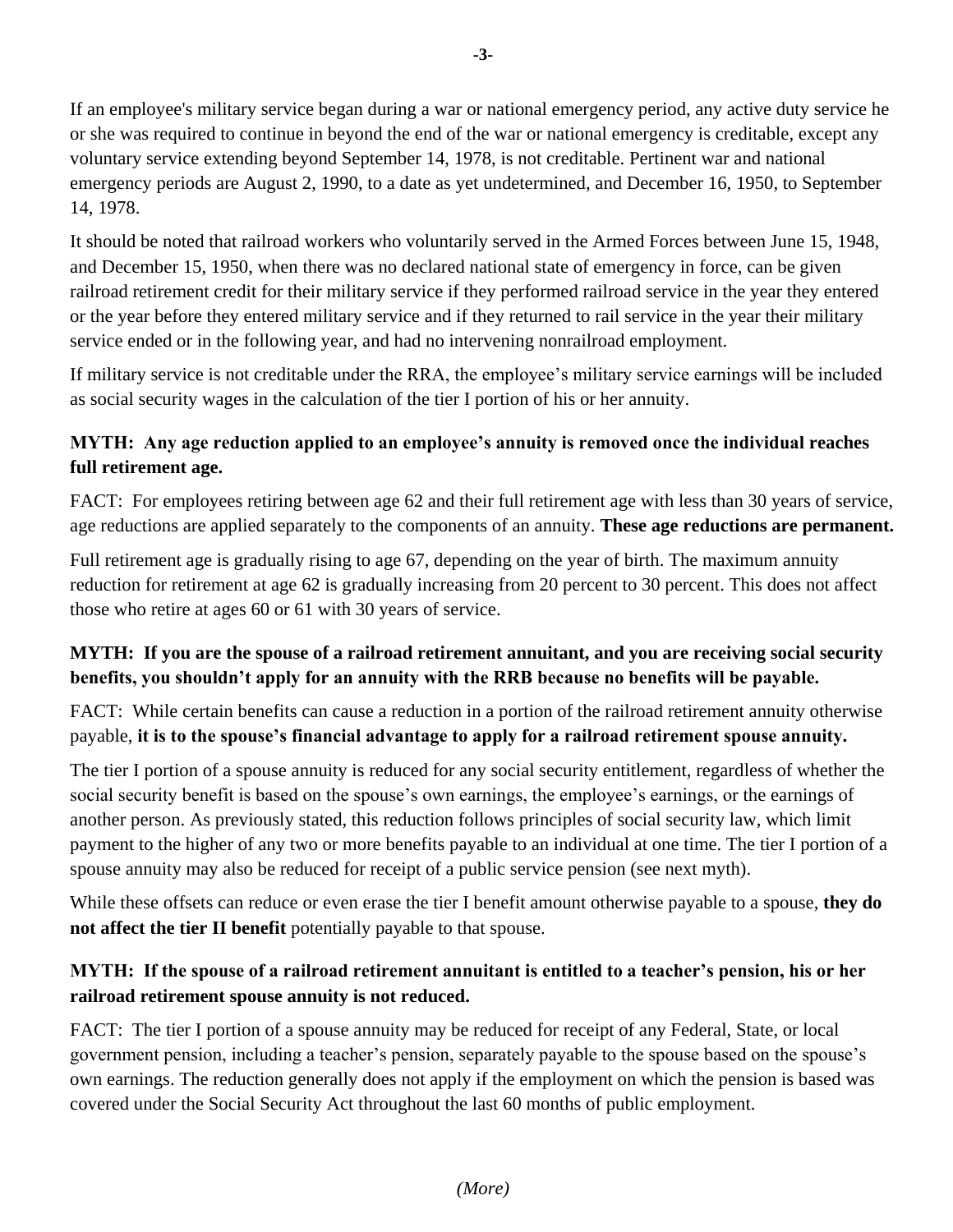If an employee's military service began during a war or national emergency period, any active duty service he or she was required to continue in beyond the end of the war or national emergency is creditable, except any voluntary service extending beyond September 14, 1978, is not creditable. Pertinent war and national emergency periods are August 2, 1990, to a date as yet undetermined, and December 16, 1950, to September 14, 1978.

It should be noted that railroad workers who voluntarily served in the Armed Forces between June 15, 1948, and December 15, 1950, when there was no declared national state of emergency in force, can be given railroad retirement credit for their military service if they performed railroad service in the year they entered or the year before they entered military service and if they returned to rail service in the year their military service ended or in the following year, and had no intervening nonrailroad employment.

If military service is not creditable under the RRA, the employee's military service earnings will be included as social security wages in the calculation of the tier I portion of his or her annuity.

**MYTH: Any age reduction applied to an employee's annuity is removed once the individual reaches full retirement age.**

FACT: For employees retiring between age 62 and their full retirement age with less than 30 years of service, age reductions are applied separately to the components of an annuity. **These age reductions are permanent.**

Full retirement age is gradually rising to age 67, depending on the year of birth. The maximum annuity reduction for retirement at age 62 is gradually increasing from 20 percent to 30 percent. This does not affect those who retire at ages 60 or 61 with 30 years of service.

**MYTH: If you are the spouse of a railroad retirement annuitant, and you are receiving social security benefits, you shouldn't apply for an annuity with the RRB because no benefits will be payable.**

FACT: While certain benefits can cause a reduction in a portion of the railroad retirement annuity otherwise payable, **it is to the spouse's financial advantage to apply for a railroad retirement spouse annuity.**

The tier I portion of a spouse annuity is reduced for any social security entitlement, regardless of whether the social security benefit is based on the spouse's own earnings, the employee's earnings, or the earnings of another person. As previously stated, this reduction follows principles of social security law, which limit payment to the higher of any two or more benefits payable to an individual at one time. The tier I portion of a spouse annuity may also be reduced for receipt of a public service pension (see next myth).

While these offsets can reduce or even erase the tier I benefit amount otherwise payable to a spouse, **they do not affect the tier II benefit** potentially payable to that spouse.

**MYTH: If the spouse of a railroad retirement annuitant is entitled to a teacher's pension, his or her railroad retirement spouse annuity is not reduced.**

FACT: The tier I portion of a spouse annuity may be reduced for receipt of any Federal, State, or local government pension, including a teacher's pension, separately payable to the spouse based on the spouse's own earnings. The reduction generally does not apply if the employment on which the pension is based was covered under the Social Security Act throughout the last 60 months of public employment.

*(More)*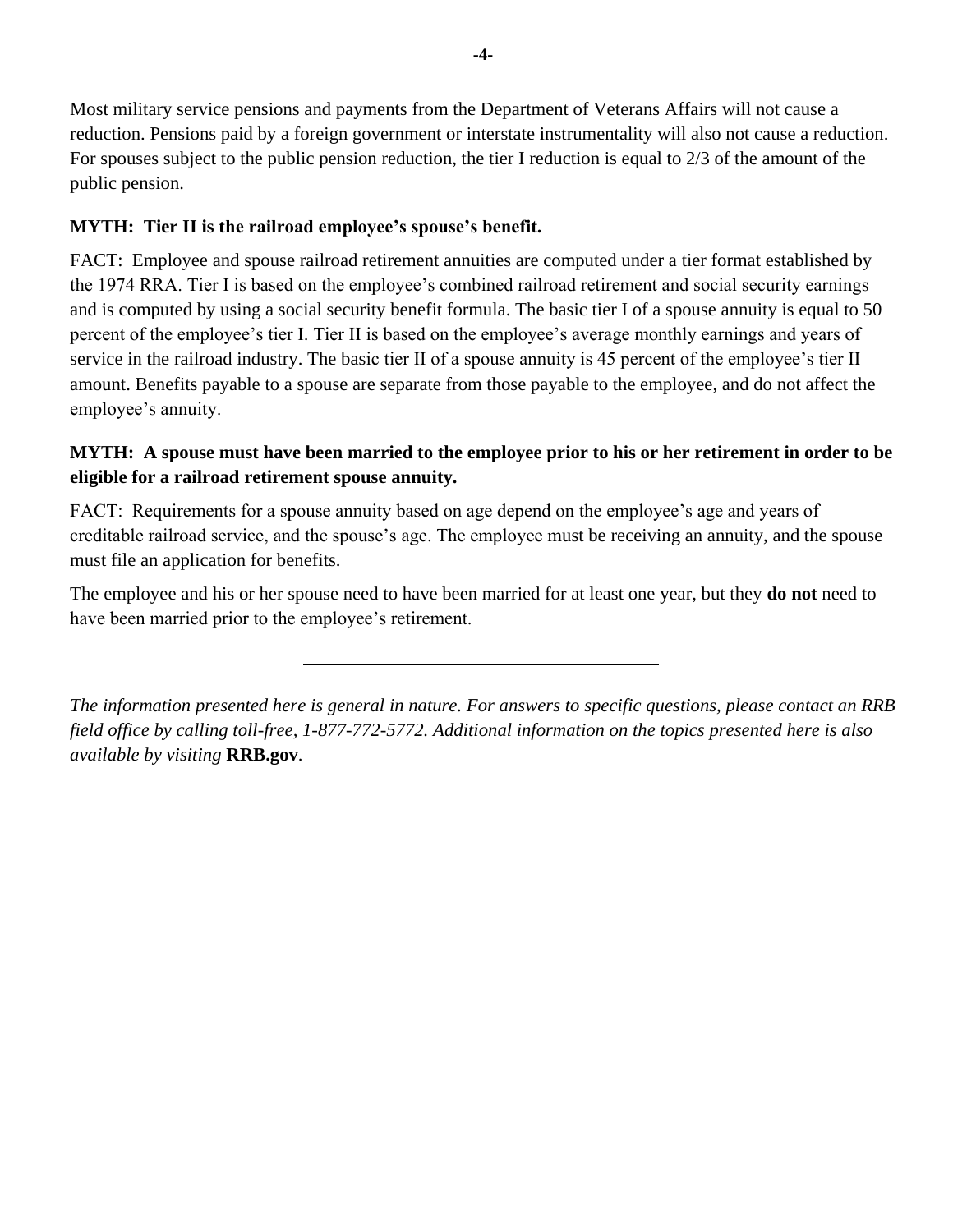Most military service pensions and payments from the Department of Veterans Affairs will not cause a reduction. Pensions paid by a foreign government or interstate instrumentality will also not cause a reduction. For spouses subject to the public pension reduction, the tier I reduction is equal to 2/3 of the amount of the public pension.

**MYTH: Tier II is the railroad employee's spouse's benefit.**

FACT: Employee and spouse railroad retirement annuities are computed under a tier format established by the 1974 RRA. Tier I is based on the employee's combined railroad retirement and social security earnings and is computed by using a social security benefit formula. The basic tier I of a spouse annuity is equal to 50 percent of the employee's tier I. Tier II is based on the employee's average monthly earnings and years of service in the railroad industry. The basic tier II of a spouse annuity is 45 percent of the employee's tier II amount. Benefits payable to a spouse are separate from those payable to the employee, and do not affect the employee's annuity.

**MYTH: A spouse must have been married to the employee prior to his or her retirement in order to be eligible for a railroad retirement spouse annuity.**

FACT: Requirements for a spouse annuity based on age depend on the employee's age and years of creditable railroad service, and the spouse's age. The employee must be receiving an annuity, and the spouse must file an application for benefits.

The employee and his or her spouse need to have been married for at least one year, but they **do not** need to have been married prior to the employee's retirement.

---

*The information presented here is general in nature. For answers to specific questions, please contact an RRB field office by calling toll-free, 1-877-772-5772. Additional information on the topics presented here is also available by visiting* **RRB.gov**.